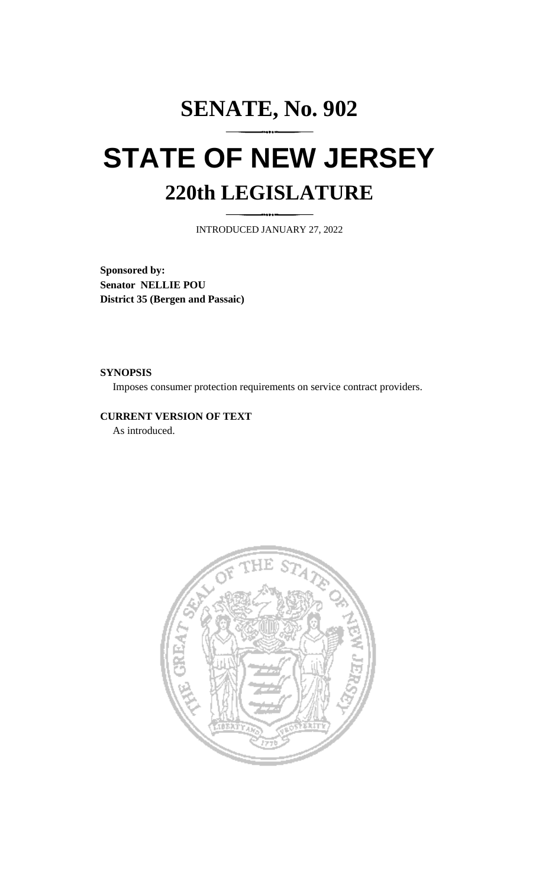# SENATE, No. 902

# STATE OF NEW JERSEY

## 220th LEGISLATURE

INTRODUCED JANUARY 27, 2022

**Sponsored by:**
**Senator NELLIE POU**
**District 35 (Bergen and Passaic)**

**SYNOPSIS**

Imposes consumer protection requirements on service contract providers.

**CURRENT VERSION OF TEXT**

As introduced.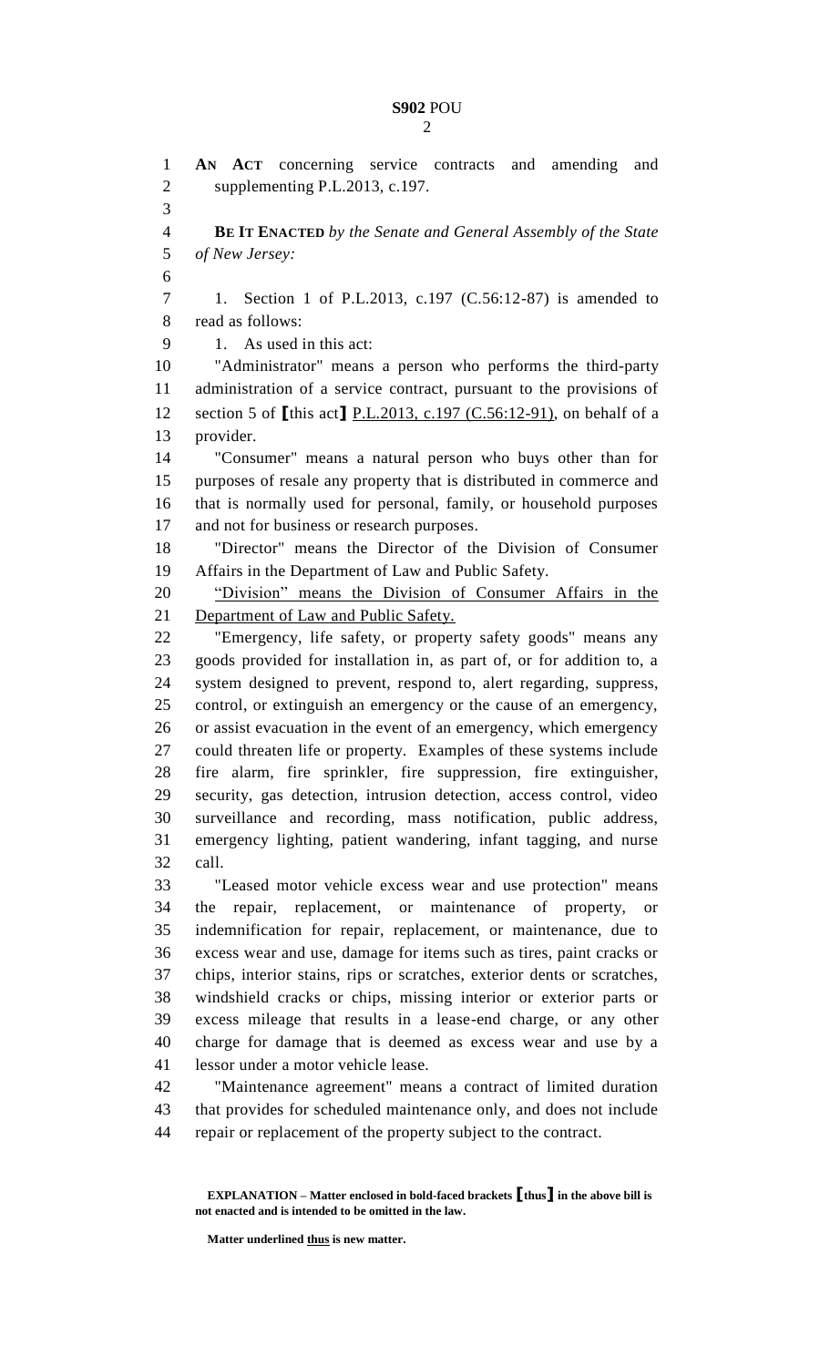**AN ACT** concerning service contracts and amending and supplementing P.L.2013, c.197.

**BE IT ENACTED** *by the Senate and General Assembly of the State of New Jersey:*

1. Section 1 of P.L.2013, c.197 (C.56:12-87) is amended to read as follows:

1. As used in this act:

"Administrator" means a person who performs the third-party administration of a service contract, pursuant to the provisions of section 5 of **[**this act**]** <u>P.L.2013, c.197 (C.56:12-91)</u>, on behalf of a provider.

"Consumer" means a natural person who buys other than for purposes of resale any property that is distributed in commerce and that is normally used for personal, family, or household purposes and not for business or research purposes.

"Director" means the Director of the Division of Consumer Affairs in the Department of Law and Public Safety.

<u>"Division" means the Division of Consumer Affairs in the Department of Law and Public Safety.</u>

"Emergency, life safety, or property safety goods" means any goods provided for installation in, as part of, or for addition to, a system designed to prevent, respond to, alert regarding, suppress, control, or extinguish an emergency or the cause of an emergency, or assist evacuation in the event of an emergency, which emergency could threaten life or property. Examples of these systems include fire alarm, fire sprinkler, fire suppression, fire extinguisher, security, gas detection, intrusion detection, access control, video surveillance and recording, mass notification, public address, emergency lighting, patient wandering, infant tagging, and nurse call.

"Leased motor vehicle excess wear and use protection" means the repair, replacement, or maintenance of property, or indemnification for repair, replacement, or maintenance, due to excess wear and use, damage for items such as tires, paint cracks or chips, interior stains, rips or scratches, exterior dents or scratches, windshield cracks or chips, missing interior or exterior parts or excess mileage that results in a lease-end charge, or any other charge for damage that is deemed as excess wear and use by a lessor under a motor vehicle lease.

"Maintenance agreement" means a contract of limited duration that provides for scheduled maintenance only, and does not include repair or replacement of the property subject to the contract.

**EXPLANATION – Matter enclosed in bold-faced brackets [thus] in the above bill is not enacted and is intended to be omitted in the law.**

**Matter underlined <u>thus</u> is new matter.**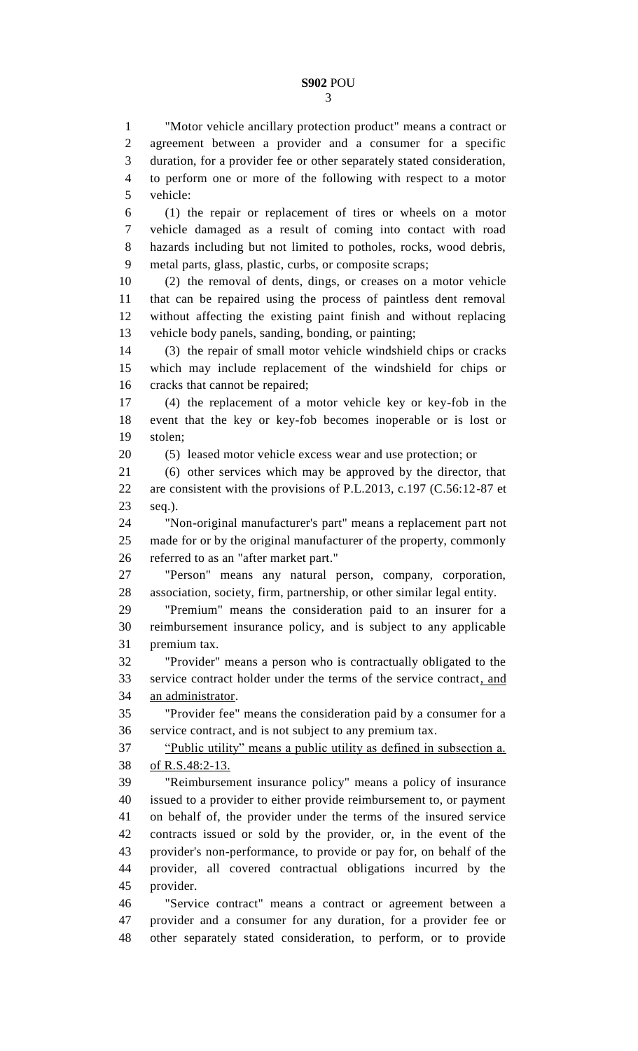"Motor vehicle ancillary protection product" means a contract or agreement between a provider and a consumer for a specific duration, for a provider fee or other separately stated consideration, to perform one or more of the following with respect to a motor vehicle:

(1) the repair or replacement of tires or wheels on a motor vehicle damaged as a result of coming into contact with road hazards including but not limited to potholes, rocks, wood debris, metal parts, glass, plastic, curbs, or composite scraps;

(2) the removal of dents, dings, or creases on a motor vehicle that can be repaired using the process of paintless dent removal without affecting the existing paint finish and without replacing vehicle body panels, sanding, bonding, or painting;

(3) the repair of small motor vehicle windshield chips or cracks which may include replacement of the windshield for chips or cracks that cannot be repaired;

(4) the replacement of a motor vehicle key or key-fob in the event that the key or key-fob becomes inoperable or is lost or stolen;

(5) leased motor vehicle excess wear and use protection; or

(6) other services which may be approved by the director, that are consistent with the provisions of P.L.2013, c.197 (C.56:12-87 et seq.).

"Non-original manufacturer's part" means a replacement part not made for or by the original manufacturer of the property, commonly referred to as an "after market part."

"Person" means any natural person, company, corporation, association, society, firm, partnership, or other similar legal entity.

"Premium" means the consideration paid to an insurer for a reimbursement insurance policy, and is subject to any applicable premium tax.

"Provider" means a person who is contractually obligated to the service contract holder under the terms of the service contract, and an administrator.

"Provider fee" means the consideration paid by a consumer for a service contract, and is not subject to any premium tax.

"Public utility" means a public utility as defined in subsection a. of R.S.48:2-13.

"Reimbursement insurance policy" means a policy of insurance issued to a provider to either provide reimbursement to, or payment on behalf of, the provider under the terms of the insured service contracts issued or sold by the provider, or, in the event of the provider's non-performance, to provide or pay for, on behalf of the provider, all covered contractual obligations incurred by the provider.

"Service contract" means a contract or agreement between a provider and a consumer for any duration, for a provider fee or other separately stated consideration, to perform, or to provide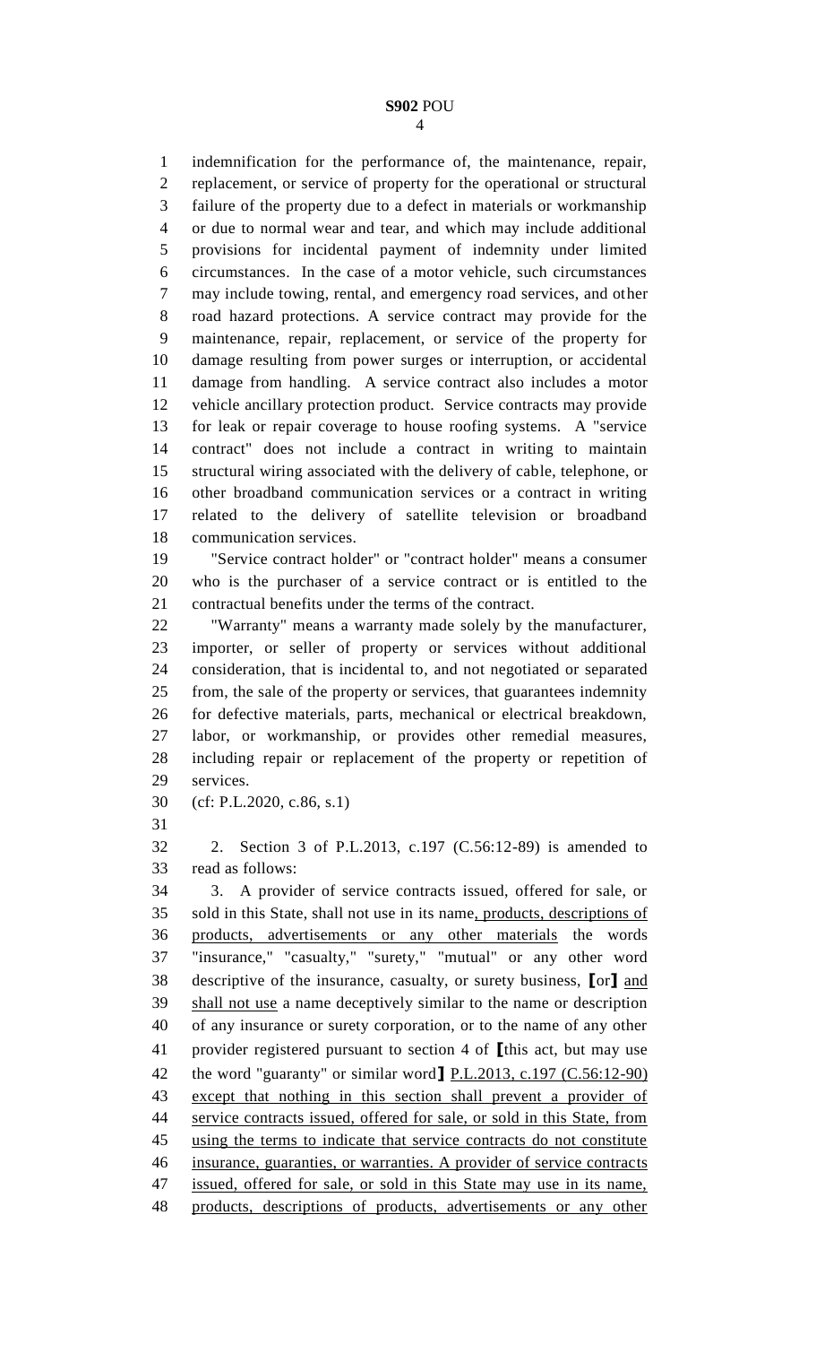indemnification for the performance of, the maintenance, repair, replacement, or service of property for the operational or structural failure of the property due to a defect in materials or workmanship or due to normal wear and tear, and which may include additional provisions for incidental payment of indemnity under limited circumstances. In the case of a motor vehicle, such circumstances may include towing, rental, and emergency road services, and other road hazard protections. A service contract may provide for the maintenance, repair, replacement, or service of the property for damage resulting from power surges or interruption, or accidental damage from handling. A service contract also includes a motor vehicle ancillary protection product. Service contracts may provide for leak or repair coverage to house roofing systems. A "service contract" does not include a contract in writing to maintain structural wiring associated with the delivery of cable, telephone, or other broadband communication services or a contract in writing related to the delivery of satellite television or broadband communication services.

"Service contract holder" or "contract holder" means a consumer who is the purchaser of a service contract or is entitled to the contractual benefits under the terms of the contract.

"Warranty" means a warranty made solely by the manufacturer, importer, or seller of property or services without additional consideration, that is incidental to, and not negotiated or separated from, the sale of the property or services, that guarantees indemnity for defective materials, parts, mechanical or electrical breakdown, labor, or workmanship, or provides other remedial measures, including repair or replacement of the property or repetition of services.

(cf: P.L.2020, c.86, s.1)

2. Section 3 of P.L.2013, c.197 (C.56:12-89) is amended to read as follows:

3. A provider of service contracts issued, offered for sale, or sold in this State, shall not use in its name<u>, products, descriptions of products, advertisements or any other materials</u> the words "insurance," "casualty," "surety," "mutual" or any other word descriptive of the insurance, casualty, or surety business, **[**or**]** <u>and shall not use</u> a name deceptively similar to the name or description of any insurance or surety corporation, or to the name of any other provider registered pursuant to section 4 of **[**this act, but may use the word "guaranty" or similar word**]** <u>P.L.2013, c.197 (C.56:12-90) except that nothing in this section shall prevent a provider of service contracts issued, offered for sale, or sold in this State, from using the terms to indicate that service contracts do not constitute insurance, guaranties, or warranties. A provider of service contracts issued, offered for sale, or sold in this State may use in its name, products, descriptions of products, advertisements or any other</u>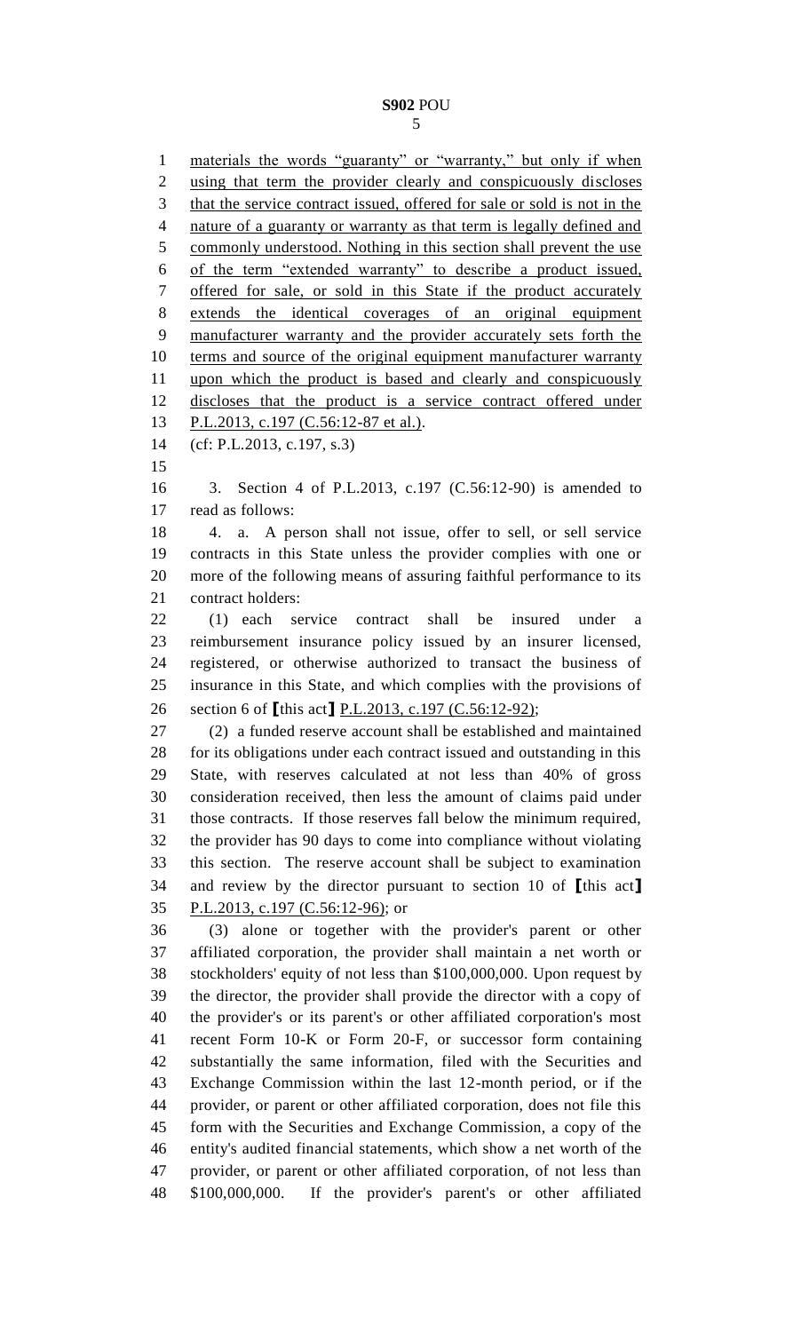materials the words "guaranty" or "warranty," but only if when using that term the provider clearly and conspicuously discloses that the service contract issued, offered for sale or sold is not in the nature of a guaranty or warranty as that term is legally defined and commonly understood. Nothing in this section shall prevent the use of the term "extended warranty" to describe a product issued, offered for sale, or sold in this State if the product accurately extends the identical coverages of an original equipment manufacturer warranty and the provider accurately sets forth the terms and source of the original equipment manufacturer warranty upon which the product is based and clearly and conspicuously discloses that the product is a service contract offered under P.L.2013, c.197 (C.56:12-87 et al.).

(cf: P.L.2013, c.197, s.3)

3. Section 4 of P.L.2013, c.197 (C.56:12-90) is amended to read as follows:

4. a. A person shall not issue, offer to sell, or sell service contracts in this State unless the provider complies with one or more of the following means of assuring faithful performance to its contract holders:

(1) each service contract shall be insured under a reimbursement insurance policy issued by an insurer licensed, registered, or otherwise authorized to transact the business of insurance in this State, and which complies with the provisions of section 6 of ⟦this act⟧ P.L.2013, c.197 (C.56:12-92);

(2) a funded reserve account shall be established and maintained for its obligations under each contract issued and outstanding in this State, with reserves calculated at not less than 40% of gross consideration received, then less the amount of claims paid under those contracts. If those reserves fall below the minimum required, the provider has 90 days to come into compliance without violating this section. The reserve account shall be subject to examination and review by the director pursuant to section 10 of ⟦this act⟧ P.L.2013, c.197 (C.56:12-96); or

(3) alone or together with the provider's parent or other affiliated corporation, the provider shall maintain a net worth or stockholders' equity of not less than $100,000,000. Upon request by the director, the provider shall provide the director with a copy of the provider's or its parent's or other affiliated corporation's most recent Form 10-K or Form 20-F, or successor form containing substantially the same information, filed with the Securities and Exchange Commission within the last 12-month period, or if the provider, or parent or other affiliated corporation, does not file this form with the Securities and Exchange Commission, a copy of the entity's audited financial statements, which show a net worth of the provider, or parent or other affiliated corporation, of not less than $100,000,000. If the provider's parent's or other affiliated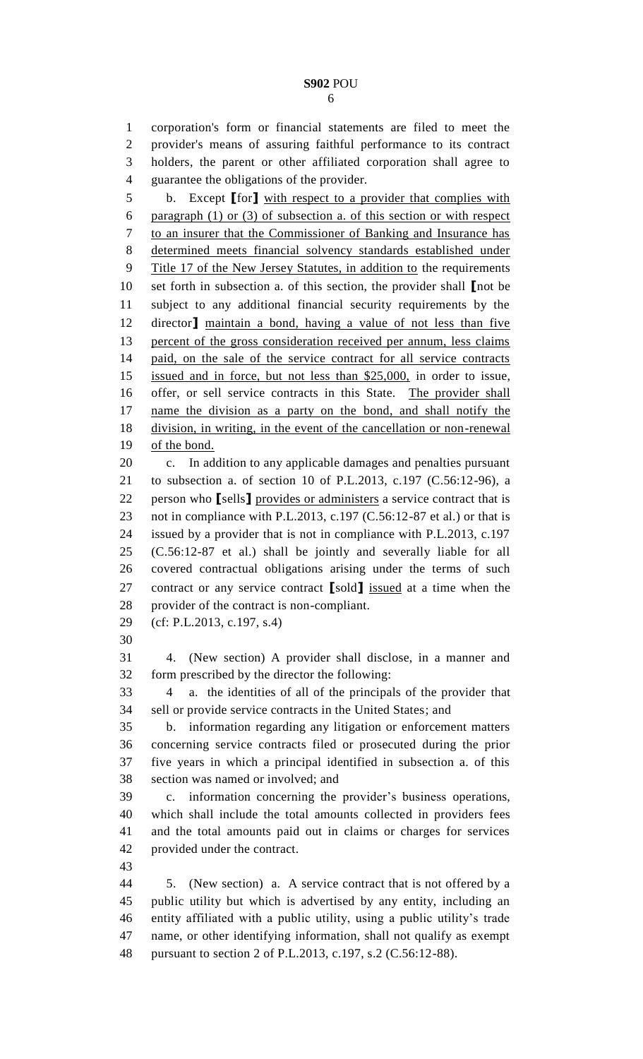corporation's form or financial statements are filed to meet the provider's means of assuring faithful performance to its contract holders, the parent or other affiliated corporation shall agree to guarantee the obligations of the provider.

b. Except [for] with respect to a provider that complies with paragraph (1) or (3) of subsection a. of this section or with respect to an insurer that the Commissioner of Banking and Insurance has determined meets financial solvency standards established under Title 17 of the New Jersey Statutes, in addition to the requirements set forth in subsection a. of this section, the provider shall [not be subject to any additional financial security requirements by the director] maintain a bond, having a value of not less than five percent of the gross consideration received per annum, less claims paid, on the sale of the service contract for all service contracts issued and in force, but not less than $25,000, in order to issue, offer, or sell service contracts in this State. The provider shall name the division as a party on the bond, and shall notify the division, in writing, in the event of the cancellation or non-renewal of the bond.

c. In addition to any applicable damages and penalties pursuant to subsection a. of section 10 of P.L.2013, c.197 (C.56:12-96), a person who [sells] provides or administers a service contract that is not in compliance with P.L.2013, c.197 (C.56:12-87 et al.) or that is issued by a provider that is not in compliance with P.L.2013, c.197 (C.56:12-87 et al.) shall be jointly and severally liable for all covered contractual obligations arising under the terms of such contract or any service contract [sold] issued at a time when the provider of the contract is non-compliant.

(cf: P.L.2013, c.197, s.4)

4. (New section) A provider shall disclose, in a manner and form prescribed by the director the following:

4 a. the identities of all of the principals of the provider that sell or provide service contracts in the United States; and

b. information regarding any litigation or enforcement matters concerning service contracts filed or prosecuted during the prior five years in which a principal identified in subsection a. of this section was named or involved; and

c. information concerning the provider's business operations, which shall include the total amounts collected in providers fees and the total amounts paid out in claims or charges for services provided under the contract.

5. (New section) a. A service contract that is not offered by a public utility but which is advertised by any entity, including an entity affiliated with a public utility, using a public utility's trade name, or other identifying information, shall not qualify as exempt pursuant to section 2 of P.L.2013, c.197, s.2 (C.56:12-88).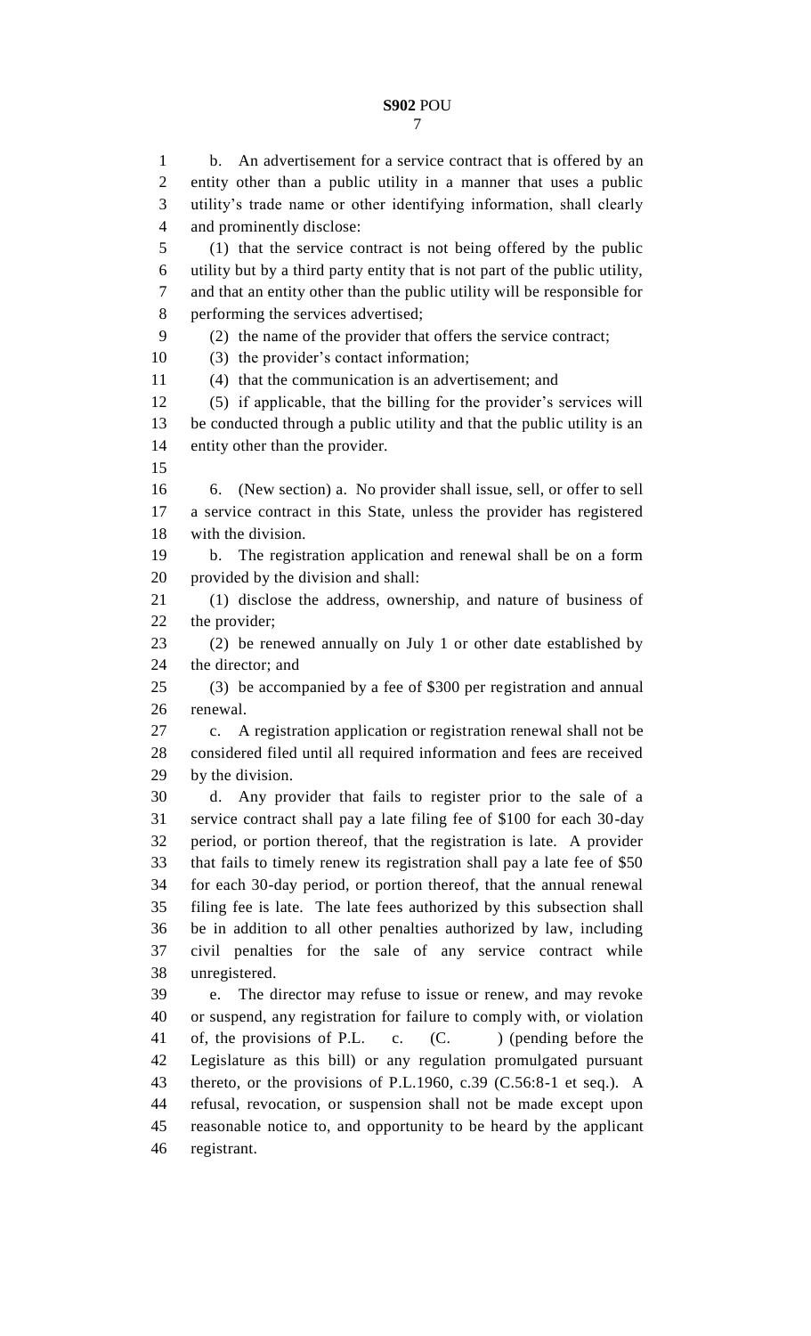b. An advertisement for a service contract that is offered by an entity other than a public utility in a manner that uses a public utility's trade name or other identifying information, shall clearly and prominently disclose:

(1) that the service contract is not being offered by the public utility but by a third party entity that is not part of the public utility, and that an entity other than the public utility will be responsible for performing the services advertised;

(2) the name of the provider that offers the service contract;

(3) the provider's contact information;

(4) that the communication is an advertisement; and

(5) if applicable, that the billing for the provider's services will be conducted through a public utility and that the public utility is an entity other than the provider.

6. (New section) a. No provider shall issue, sell, or offer to sell a service contract in this State, unless the provider has registered with the division.

b. The registration application and renewal shall be on a form provided by the division and shall:

(1) disclose the address, ownership, and nature of business of the provider;

(2) be renewed annually on July 1 or other date established by the director; and

(3) be accompanied by a fee of $300 per registration and annual renewal.

c. A registration application or registration renewal shall not be considered filed until all required information and fees are received by the division.

d. Any provider that fails to register prior to the sale of a service contract shall pay a late filing fee of $100 for each 30-day period, or portion thereof, that the registration is late. A provider that fails to timely renew its registration shall pay a late fee of $50 for each 30-day period, or portion thereof, that the annual renewal filing fee is late. The late fees authorized by this subsection shall be in addition to all other penalties authorized by law, including civil penalties for the sale of any service contract while unregistered.

e. The director may refuse to issue or renew, and may revoke or suspend, any registration for failure to comply with, or violation of, the provisions of P.L. c. (C. ) (pending before the Legislature as this bill) or any regulation promulgated pursuant thereto, or the provisions of P.L.1960, c.39 (C.56:8-1 et seq.). A refusal, revocation, or suspension shall not be made except upon reasonable notice to, and opportunity to be heard by the applicant registrant.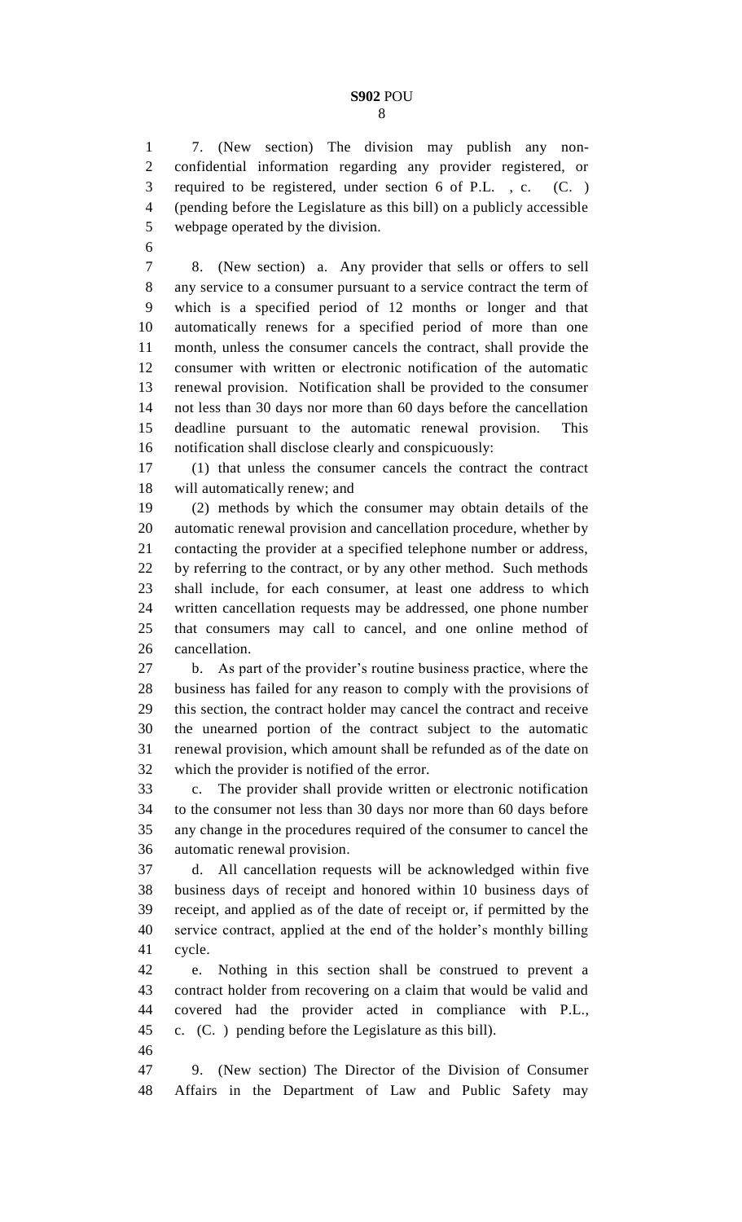7. (New section) The division may publish any non-confidential information regarding any provider registered, or required to be registered, under section 6 of P.L. , c. (C. ) (pending before the Legislature as this bill) on a publicly accessible webpage operated by the division.

8. (New section) a. Any provider that sells or offers to sell any service to a consumer pursuant to a service contract the term of which is a specified period of 12 months or longer and that automatically renews for a specified period of more than one month, unless the consumer cancels the contract, shall provide the consumer with written or electronic notification of the automatic renewal provision. Notification shall be provided to the consumer not less than 30 days nor more than 60 days before the cancellation deadline pursuant to the automatic renewal provision. This notification shall disclose clearly and conspicuously:

(1) that unless the consumer cancels the contract the contract will automatically renew; and

(2) methods by which the consumer may obtain details of the automatic renewal provision and cancellation procedure, whether by contacting the provider at a specified telephone number or address, by referring to the contract, or by any other method. Such methods shall include, for each consumer, at least one address to which written cancellation requests may be addressed, one phone number that consumers may call to cancel, and one online method of cancellation.

b. As part of the provider's routine business practice, where the business has failed for any reason to comply with the provisions of this section, the contract holder may cancel the contract and receive the unearned portion of the contract subject to the automatic renewal provision, which amount shall be refunded as of the date on which the provider is notified of the error.

c. The provider shall provide written or electronic notification to the consumer not less than 30 days nor more than 60 days before any change in the procedures required of the consumer to cancel the automatic renewal provision.

d. All cancellation requests will be acknowledged within five business days of receipt and honored within 10 business days of receipt, and applied as of the date of receipt or, if permitted by the service contract, applied at the end of the holder's monthly billing cycle.

e. Nothing in this section shall be construed to prevent a contract holder from recovering on a claim that would be valid and covered had the provider acted in compliance with P.L., c. (C. ) pending before the Legislature as this bill).

9. (New section) The Director of the Division of Consumer Affairs in the Department of Law and Public Safety may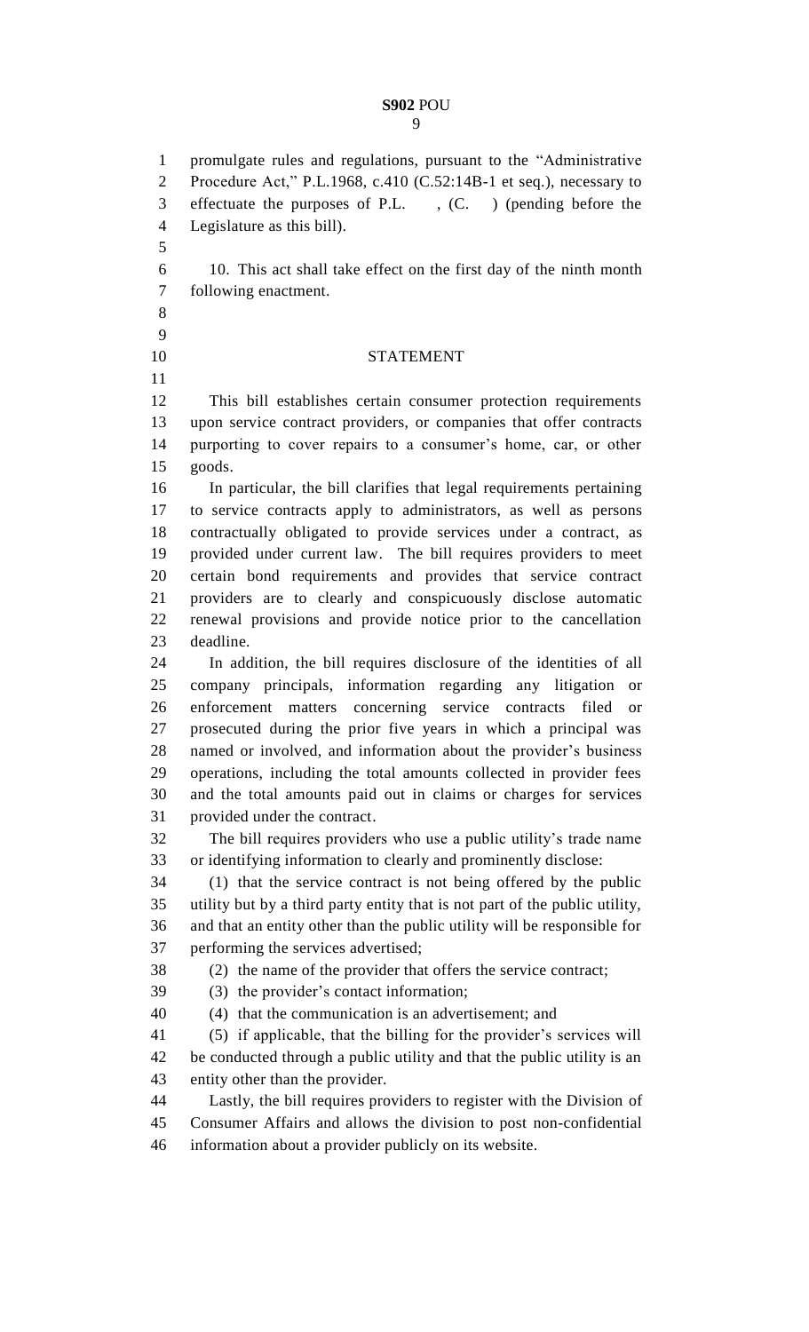promulgate rules and regulations, pursuant to the "Administrative Procedure Act," P.L.1968, c.410 (C.52:14B-1 et seq.), necessary to effectuate the purposes of P.L. , (C. ) (pending before the Legislature as this bill).

10. This act shall take effect on the first day of the ninth month following enactment.

## STATEMENT

This bill establishes certain consumer protection requirements upon service contract providers, or companies that offer contracts purporting to cover repairs to a consumer's home, car, or other goods.

In particular, the bill clarifies that legal requirements pertaining to service contracts apply to administrators, as well as persons contractually obligated to provide services under a contract, as provided under current law. The bill requires providers to meet certain bond requirements and provides that service contract providers are to clearly and conspicuously disclose automatic renewal provisions and provide notice prior to the cancellation deadline.

In addition, the bill requires disclosure of the identities of all company principals, information regarding any litigation or enforcement matters concerning service contracts filed or prosecuted during the prior five years in which a principal was named or involved, and information about the provider's business operations, including the total amounts collected in provider fees and the total amounts paid out in claims or charges for services provided under the contract.

The bill requires providers who use a public utility's trade name or identifying information to clearly and prominently disclose:

(1) that the service contract is not being offered by the public utility but by a third party entity that is not part of the public utility, and that an entity other than the public utility will be responsible for performing the services advertised;

(2) the name of the provider that offers the service contract;

(3) the provider's contact information;

(4) that the communication is an advertisement; and

(5) if applicable, that the billing for the provider's services will be conducted through a public utility and that the public utility is an entity other than the provider.

Lastly, the bill requires providers to register with the Division of Consumer Affairs and allows the division to post non-confidential information about a provider publicly on its website.